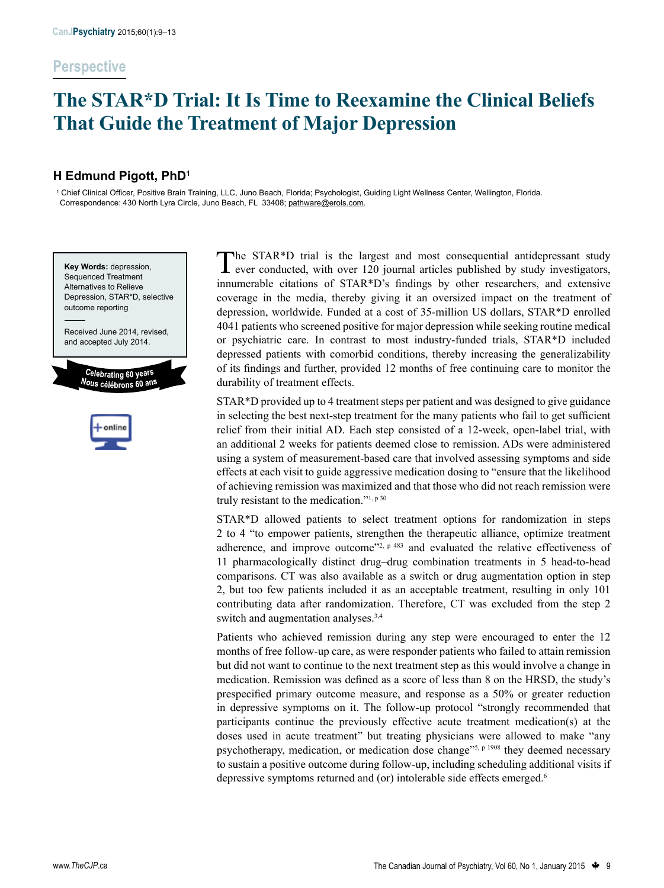Perspective

# The STAR*D Trial: It Is Time to Reexamine the Clinical Beliefs That Guide the Treatment of Major Depression

**H Edmund Pigott, PhD[1]**

[1] Chief Clinical Officer, Positive Brain Training, LLC, Juno Beach, Florida; Psychologist, Guiding Light Wellness Center, Wellington, Florida. Correspondence: 430 North Lyra Circle, Juno Beach, FL 33408; pathware@erols.com.

**Key Words:** depression, Sequenced Treatment Alternatives to Relieve Depression, STAR*D, selective outcome reporting

Received June 2014, revised, and accepted July 2014.

Celebrating 60 years
Nous célébrons 60 ans

The STAR*D trial is the largest and most consequential antidepressant study ever conducted, with over 120 journal articles published by study investigators, innumerable citations of STAR*D's findings by other researchers, and extensive coverage in the media, thereby giving it an oversized impact on the treatment of depression, worldwide. Funded at a cost of 35-million US dollars, STAR*D enrolled 4041 patients who screened positive for major depression while seeking routine medical or psychiatric care. In contrast to most industry-funded trials, STAR*D included depressed patients with comorbid conditions, thereby increasing the generalizability of its findings and further, provided 12 months of free continuing care to monitor the durability of treatment effects.

STAR*D provided up to 4 treatment steps per patient and was designed to give guidance in selecting the best next-step treatment for the many patients who fail to get sufficient relief from their initial AD. Each step consisted of a 12-week, open-label trial, with an additional 2 weeks for patients deemed close to remission. ADs were administered using a system of measurement-based care that involved assessing symptoms and side effects at each visit to guide aggressive medication dosing to "ensure that the likelihood of achieving remission was maximized and that those who did not reach remission were truly resistant to the medication."[1, p 30]

STAR*D allowed patients to select treatment options for randomization in steps 2 to 4 "to empower patients, strengthen the therapeutic alliance, optimize treatment adherence, and improve outcome"[2, p 483] and evaluated the relative effectiveness of 11 pharmacologically distinct drug–drug combination treatments in 5 head-to-head comparisons. CT was also available as a switch or drug augmentation option in step 2, but too few patients included it as an acceptable treatment, resulting in only 101 contributing data after randomization. Therefore, CT was excluded from the step 2 switch and augmentation analyses.[3,4]

Patients who achieved remission during any step were encouraged to enter the 12 months of free follow-up care, as were responder patients who failed to attain remission but did not want to continue to the next treatment step as this would involve a change in medication. Remission was defined as a score of less than 8 on the HRSD, the study's prespecified primary outcome measure, and response as a 50% or greater reduction in depressive symptoms on it. The follow-up protocol "strongly recommended that participants continue the previously effective acute treatment medication(s) at the doses used in acute treatment" but treating physicians were allowed to make "any psychotherapy, medication, or medication dose change"[5, p 1908] they deemed necessary to sustain a positive outcome during follow-up, including scheduling additional visits if depressive symptoms returned and (or) intolerable side effects emerged.[6]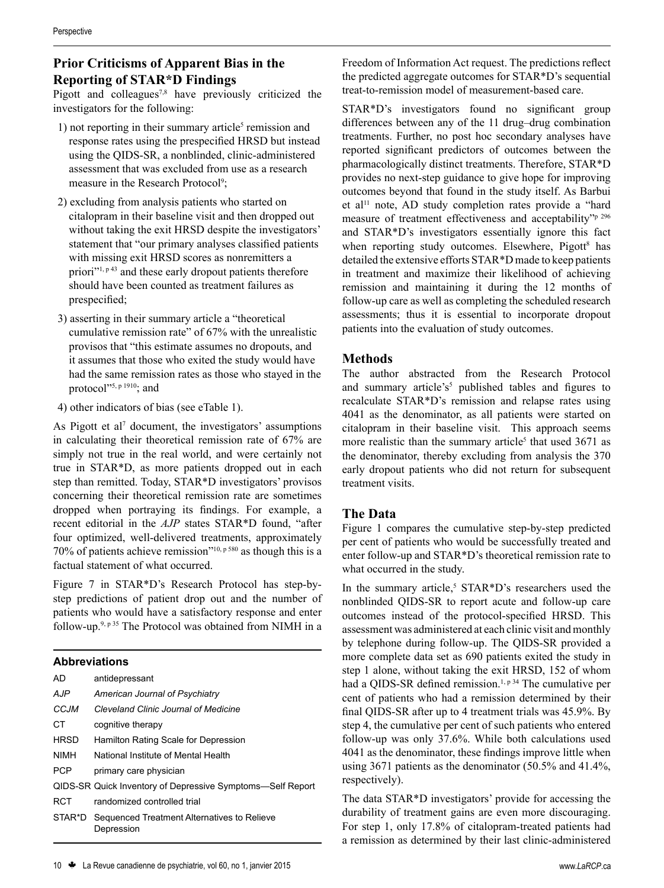## Prior Criticisms of Apparent Bias in the Reporting of STAR*D Findings

Pigott and colleagues[7,8] have previously criticized the investigators for the following:

1) not reporting in their summary article[5] remission and response rates using the prespecified HRSD but instead using the QIDS-SR, a nonblinded, clinic-administered assessment that was excluded from use as a research measure in the Research Protocol[9];

2) excluding from analysis patients who started on citalopram in their baseline visit and then dropped out without taking the exit HRSD despite the investigators' statement that "our primary analyses classified patients with missing exit HRSD scores as nonremitters a priori"[1, p 43] and these early dropout patients therefore should have been counted as treatment failures as prespecified;

3) asserting in their summary article a "theoretical cumulative remission rate" of 67% with the unrealistic provisos that "this estimate assumes no dropouts, and it assumes that those who exited the study would have had the same remission rates as those who stayed in the protocol"[5, p 1910]; and

4) other indicators of bias (see eTable 1).

As Pigott et al[7] document, the investigators' assumptions in calculating their theoretical remission rate of 67% are simply not true in the real world, and were certainly not true in STAR*D, as more patients dropped out in each step than remitted. Today, STAR*D investigators' provisos concerning their theoretical remission rate are sometimes dropped when portraying its findings. For example, a recent editorial in the *AJP* states STAR*D found, "after four optimized, well-delivered treatments, approximately 70% of patients achieve remission"[10, p 580] as though this is a factual statement of what occurred.

Figure 7 in STAR*D's Research Protocol has step-by-step predictions of patient drop out and the number of patients who would have a satisfactory response and enter follow-up.[9, p 35] The Protocol was obtained from NIMH in a Freedom of Information Act request. The predictions reflect the predicted aggregate outcomes for STAR*D's sequential treat-to-remission model of measurement-based care.

STAR*D's investigators found no significant group differences between any of the 11 drug–drug combination treatments. Further, no post hoc secondary analyses have reported significant predictors of outcomes between the pharmacologically distinct treatments. Therefore, STAR*D provides no next-step guidance to give hope for improving outcomes beyond that found in the study itself. As Barbui et al[11] note, AD study completion rates provide a "hard measure of treatment effectiveness and acceptability"[p 296] and STAR*D's investigators essentially ignore this fact when reporting study outcomes. Elsewhere, Pigott[8] has detailed the extensive efforts STAR*D made to keep patients in treatment and maximize their likelihood of achieving remission and maintaining it during the 12 months of follow-up care as well as completing the scheduled research assessments; thus it is essential to incorporate dropout patients into the evaluation of study outcomes.

**Abbreviations**

| | |
|---|---|
| AD | antidepressant |
| *AJP* | *American Journal of Psychiatry* |
| *CCJM* | *Cleveland Clinic Journal of Medicine* |
| CT | cognitive therapy |
| HRSD | Hamilton Rating Scale for Depression |
| NIMH | National Institute of Mental Health |
| PCP | primary care physician |
| QIDS-SR | Quick Inventory of Depressive Symptoms—Self Report |
| RCT | randomized controlled trial |
| STAR*D | Sequenced Treatment Alternatives to Relieve Depression |

## Methods

The author abstracted from the Research Protocol and summary article's[5] published tables and figures to recalculate STAR*D's remission and relapse rates using 4041 as the denominator, as all patients were started on citalopram in their baseline visit. This approach seems more realistic than the summary article[5] that used 3671 as the denominator, thereby excluding from analysis the 370 early dropout patients who did not return for subsequent treatment visits.

## The Data

Figure 1 compares the cumulative step-by-step predicted per cent of patients who would be successfully treated and enter follow-up and STAR*D's theoretical remission rate to what occurred in the study.

In the summary article,[5] STAR*D's researchers used the nonblinded QIDS-SR to report acute and follow-up care outcomes instead of the protocol-specified HRSD. This assessment was administered at each clinic visit and monthly by telephone during follow-up. The QIDS-SR provided a more complete data set as 690 patients exited the study in step 1 alone, without taking the exit HRSD, 152 of whom had a QIDS-SR defined remission.[1, p 34] The cumulative per cent of patients who had a remission determined by their final QIDS-SR after up to 4 treatment trials was 45.9%. By step 4, the cumulative per cent of such patients who entered follow-up was only 37.6%. While both calculations used 4041 as the denominator, these findings improve little when using 3671 patients as the denominator (50.5% and 41.4%, respectively).

The data STAR*D investigators' provide for accessing the durability of treatment gains are even more discouraging. For step 1, only 17.8% of citalopram-treated patients had a remission as determined by their last clinic-administered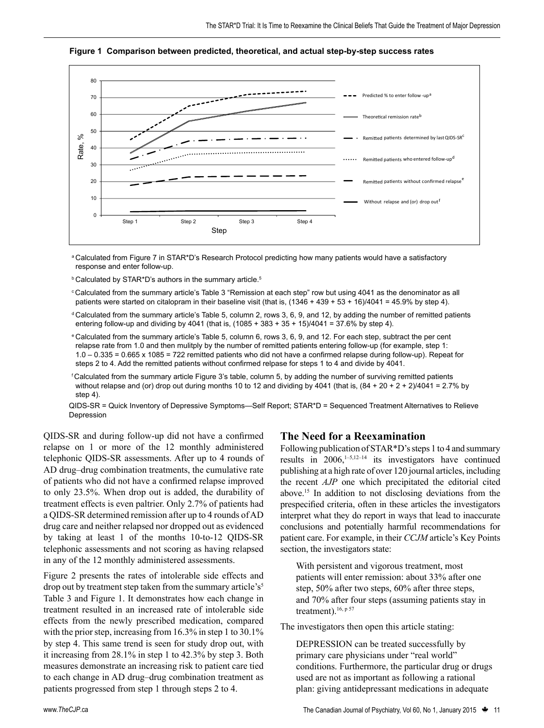**Figure 1 Comparison between predicted, theoretical, and actual step-by-step success rates**

[a] Calculated from Figure 7 in STAR*D's Research Protocol predicting how many patients would have a satisfactory response and enter follow-up.

[b] Calculated by STAR*D's authors in the summary article.[5]

[c] Calculated from the summary article's Table 3 "Remission at each step" row but using 4041 as the denominator as all patients were started on citalopram in their baseline visit (that is, (1346 + 439 + 53 + 16)/4041 = 45.9% by step 4).

[d] Calculated from the summary article's Table 5, column 2, rows 3, 6, 9, and 12, by adding the number of remitted patients entering follow-up and dividing by 4041 (that is, (1085 + 383 + 35 + 15)/4041 = 37.6% by step 4).

[e] Calculated from the summary article's Table 5, column 6, rows 3, 6, 9, and 12. For each step, subtract the per cent relapse rate from 1.0 and then mulitply by the number of remitted patients entering follow-up (for example, step 1: 1.0 – 0.335 = 0.665 x 1085 = 722 remitted patients who did not have a confirmed relapse during follow-up). Repeat for steps 2 to 4. Add the remitted patients without confirmed relpase for steps 1 to 4 and divide by 4041.

[f] Calculated from the summary article Figure 3's table, column 5, by adding the number of surviving remitted patients without relapse and (or) drop out during months 10 to 12 and dividing by 4041 (that is, (84 + 20 + 2 + 2)/4041 = 2.7% by step 4).

QIDS-SR = Quick Inventory of Depressive Symptoms—Self Report; STAR*D = Sequenced Treatment Alternatives to Relieve Depression

QIDS-SR and during follow-up did not have a confirmed relapse on 1 or more of the 12 monthly administered telephonic QIDS-SR assessments. After up to 4 rounds of AD drug–drug combination treatments, the cumulative rate of patients who did not have a confirmed relapse improved to only 23.5%. When drop out is added, the durability of treatment effects is even paltrier. Only 2.7% of patients had a QIDS-SR determined remission after up to 4 rounds of AD drug care and neither relapsed nor dropped out as evidenced by taking at least 1 of the months 10-to-12 QIDS-SR telephonic assessments and not scoring as having relapsed in any of the 12 monthly administered assessments.

Figure 2 presents the rates of intolerable side effects and drop out by treatment step taken from the summary article's[5] Table 3 and Figure 1. It demonstrates how each change in treatment resulted in an increased rate of intolerable side effects from the newly prescribed medication, compared with the prior step, increasing from 16.3% in step 1 to 30.1% by step 4. This same trend is seen for study drop out, with it increasing from 28.1% in step 1 to 42.3% by step 3. Both measures demonstrate an increasing risk to patient care tied to each change in AD drug–drug combination treatment as patients progressed from step 1 through steps 2 to 4.

## The Need for a Reexamination

Following publication of STAR*D's steps 1 to 4 and summary results in 2006,[1–5,12–14] its investigators have continued publishing at a high rate of over 120 journal articles, including the recent *AJP* one which precipitated the editorial cited above.[15] In addition to not disclosing deviations from the prespecified criteria, often in these articles the investigators interpret what they do report in ways that lead to inaccurate conclusions and potentially harmful recommendations for patient care. For example, in their *CCJM* article's Key Points section, the investigators state:

> With persistent and vigorous treatment, most patients will enter remission: about 33% after one step, 50% after two steps, 60% after three steps, and 70% after four steps (assuming patients stay in treatment).[16, p 57]

The investigators then open this article stating:

> DEPRESSION can be treated successfully by primary care physicians under "real world" conditions. Furthermore, the particular drug or drugs used are not as important as following a rational plan: giving antidepressant medications in adequate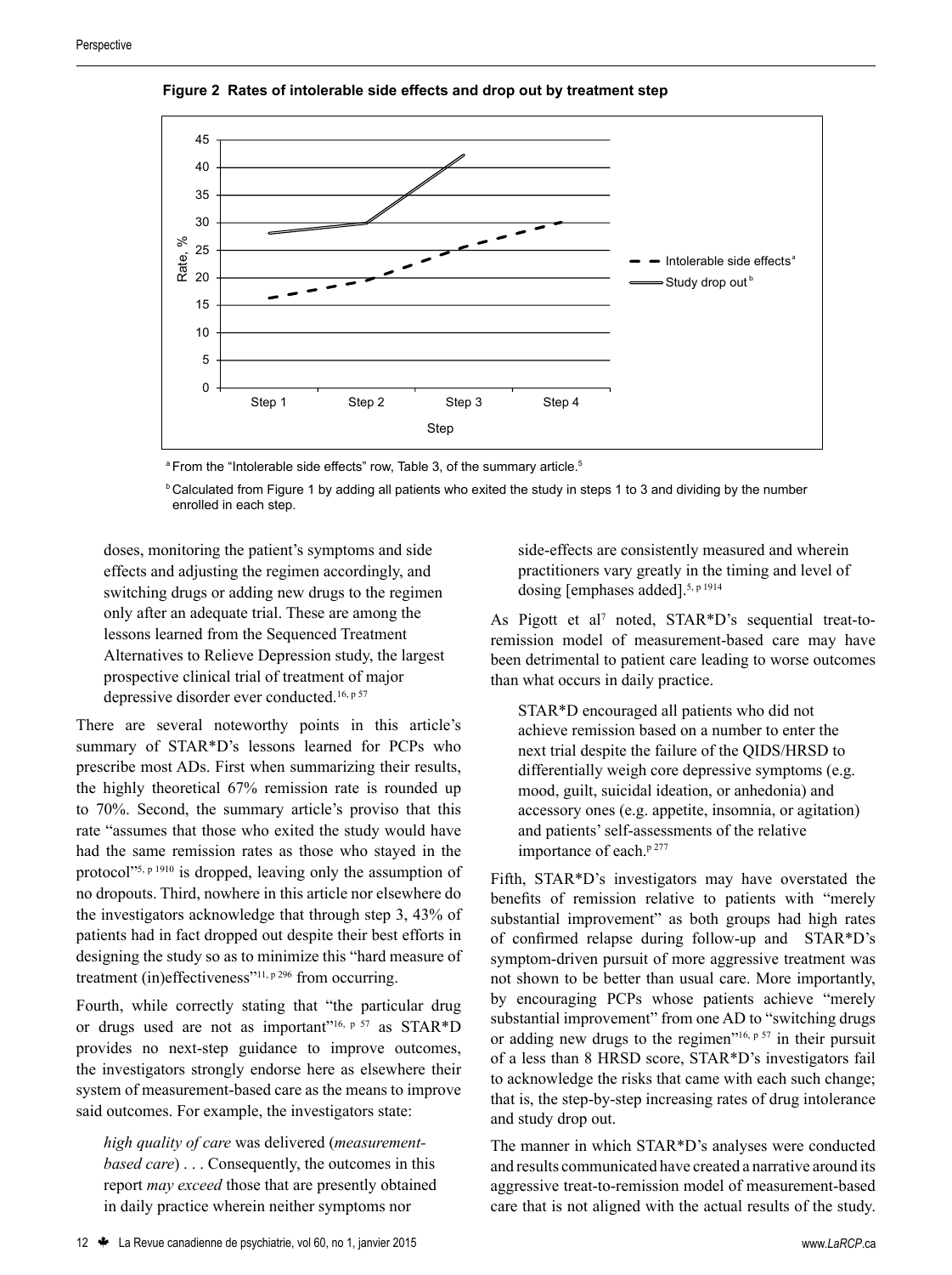**Figure 2 Rates of intolerable side effects and drop out by treatment step**

[a] From the "Intolerable side effects" row, Table 3, of the summary article.[5]

[b] Calculated from Figure 1 by adding all patients who exited the study in steps 1 to 3 and dividing by the number enrolled in each step.

> doses, monitoring the patient's symptoms and side effects and adjusting the regimen accordingly, and switching drugs or adding new drugs to the regimen only after an adequate trial. These are among the lessons learned from the Sequenced Treatment Alternatives to Relieve Depression study, the largest prospective clinical trial of treatment of major depressive disorder ever conducted.[16, p 57]

There are several noteworthy points in this article's summary of STAR*D's lessons learned for PCPs who prescribe most ADs. First when summarizing their results, the highly theoretical 67% remission rate is rounded up to 70%. Second, the summary article's proviso that this rate "assumes that those who exited the study would have had the same remission rates as those who stayed in the protocol"[5, p 1910] is dropped, leaving only the assumption of no dropouts. Third, nowhere in this article nor elsewhere do the investigators acknowledge that through step 3, 43% of patients had in fact dropped out despite their best efforts in designing the study so as to minimize this "hard measure of treatment (in)effectiveness"[11, p 296] from occurring.

Fourth, while correctly stating that "the particular drug or drugs used are not as important"[16, p 57] as STAR*D provides no next-step guidance to improve outcomes, the investigators strongly endorse here as elsewhere their system of measurement-based care as the means to improve said outcomes. For example, the investigators state:

> *high quality of care* was delivered (*measurement-based care*) . . . Consequently, the outcomes in this report *may exceed* those that are presently obtained in daily practice wherein neither symptoms nor side-effects are consistently measured and wherein practitioners vary greatly in the timing and level of dosing [emphases added].[5, p 1914]

As Pigott et al[7] noted, STAR*D's sequential treat-to-remission model of measurement-based care may have been detrimental to patient care leading to worse outcomes than what occurs in daily practice.

> STAR*D encouraged all patients who did not achieve remission based on a number to enter the next trial despite the failure of the QIDS/HRSD to differentially weigh core depressive symptoms (e.g. mood, guilt, suicidal ideation, or anhedonia) and accessory ones (e.g. appetite, insomnia, or agitation) and patients' self-assessments of the relative importance of each.[p 277]

Fifth, STAR*D's investigators may have overstated the benefits of remission relative to patients with "merely substantial improvement" as both groups had high rates of confirmed relapse during follow-up and STAR*D's symptom-driven pursuit of more aggressive treatment was not shown to be better than usual care. More importantly, by encouraging PCPs whose patients achieve "merely substantial improvement" from one AD to "switching drugs or adding new drugs to the regimen"[16, p 57] in their pursuit of a less than 8 HRSD score, STAR*D's investigators fail to acknowledge the risks that came with each such change; that is, the step-by-step increasing rates of drug intolerance and study drop out.

The manner in which STAR*D's analyses were conducted and results communicated have created a narrative around its aggressive treat-to-remission model of measurement-based care that is not aligned with the actual results of the study.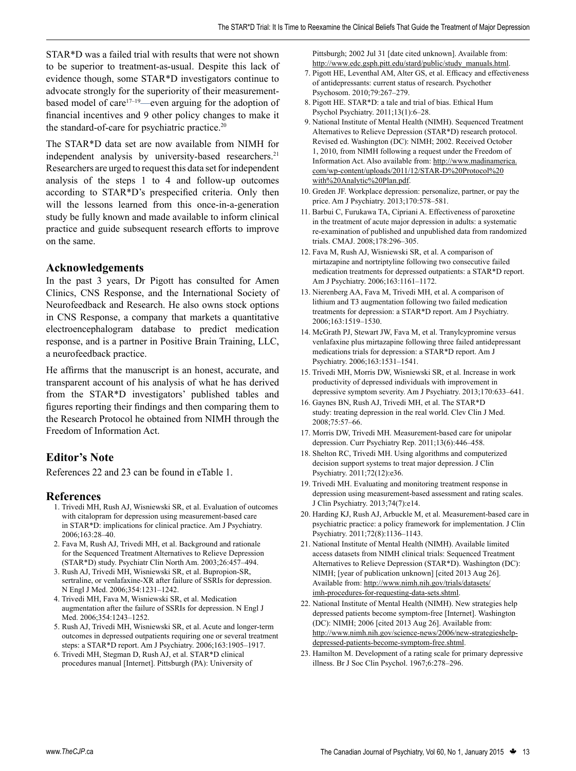STAR*D was a failed trial with results that were not shown to be superior to treatment-as-usual. Despite this lack of evidence though, some STAR*D investigators continue to advocate strongly for the superiority of their measurement-based model of care[17–19]—even arguing for the adoption of financial incentives and 9 other policy changes to make it the standard-of-care for psychiatric practice.[20]

The STAR*D data set are now available from NIMH for independent analysis by university-based researchers.[21] Researchers are urged to request this data set for independent analysis of the steps 1 to 4 and follow-up outcomes according to STAR*D's prespecified criteria. Only then will the lessons learned from this once-in-a-generation study be fully known and made available to inform clinical practice and guide subsequent research efforts to improve on the same.

## Acknowledgements

In the past 3 years, Dr Pigott has consulted for Amen Clinics, CNS Response, and the International Society of Neurofeedback and Research. He also owns stock options in CNS Response, a company that markets a quantitative electroencephalogram database to predict medication response, and is a partner in Positive Brain Training, LLC, a neurofeedback practice.

He affirms that the manuscript is an honest, accurate, and transparent account of his analysis of what he has derived from the STAR*D investigators' published tables and figures reporting their findings and then comparing them to the Research Protocol he obtained from NIMH through the Freedom of Information Act.

## Editor's Note

References 22 and 23 can be found in eTable 1.

## References

1. Trivedi MH, Rush AJ, Wisniewski SR, et al. Evaluation of outcomes with citalopram for depression using measurement-based care in STAR*D: implications for clinical practice. Am J Psychiatry. 2006;163:28–40.
2. Fava M, Rush AJ, Trivedi MH, et al. Background and rationale for the Sequenced Treatment Alternatives to Relieve Depression (STAR*D) study. Psychiatr Clin North Am. 2003;26:457–494.
3. Rush AJ, Trivedi MH, Wisniewski SR, et al. Bupropion-SR, sertraline, or venlafaxine-XR after failure of SSRIs for depression. N Engl J Med. 2006;354:1231–1242.
4. Trivedi MH, Fava M, Wisniewski SR, et al. Medication augmentation after the failure of SSRIs for depression. N Engl J Med. 2006;354:1243–1252.
5. Rush AJ, Trivedi MH, Wisniewski SR, et al. Acute and longer-term outcomes in depressed outpatients requiring one or several treatment steps: a STAR*D report. Am J Psychiatry. 2006;163:1905–1917.
6. Trivedi MH, Stegman D, Rush AJ, et al. STAR*D clinical procedures manual [Internet]. Pittsburgh (PA): University of Pittsburgh; 2002 Jul 31 [date cited unknown]. Available from: http://www.edc.gsph.pitt.edu/stard/public/study_manuals.html.
7. Pigott HE, Leventhal AM, Alter GS, et al. Efficacy and effectiveness of antidepressants: current status of research. Psychother Psychosom. 2010;79:267–279.
8. Pigott HE. STAR*D: a tale and trial of bias. Ethical Hum Psychol Psychiatry. 2011;13(1):6–28.
9. National Institute of Mental Health (NIMH). Sequenced Treatment Alternatives to Relieve Depression (STAR*D) research protocol. Revised ed. Washington (DC): NIMH; 2002. Received October 1, 2010, from NIMH following a request under the Freedom of Information Act. Also available from: http://www.madinamerica.com/wp-content/uploads/2011/12/STAR-D%20Protocol%20with%20Analytic%20Plan.pdf.
10. Greden JF. Workplace depression: personalize, partner, or pay the price. Am J Psychiatry. 2013;170:578–581.
11. Barbui C, Furukawa TA, Cipriani A. Effectiveness of paroxetine in the treatment of acute major depression in adults: a systematic re-examination of published and unpublished data from randomized trials. CMAJ. 2008;178:296–305.
12. Fava M, Rush AJ, Wisniewski SR, et al. A comparison of mirtazapine and nortriptyline following two consecutive failed medication treatments for depressed outpatients: a STAR*D report. Am J Psychiatry. 2006;163:1161–1172.
13. Nierenberg AA, Fava M, Trivedi MH, et al. A comparison of lithium and T3 augmentation following two failed medication treatments for depression: a STAR*D report. Am J Psychiatry. 2006;163:1519–1530.
14. McGrath PJ, Stewart JW, Fava M, et al. Tranylcypromine versus venlafaxine plus mirtazapine following three failed antidepressant medications trials for depression: a STAR*D report. Am J Psychiatry. 2006;163:1531–1541.
15. Trivedi MH, Morris DW, Wisniewski SR, et al. Increase in work productivity of depressed individuals with improvement in depressive symptom severity. Am J Psychiatry. 2013;170:633–641.
16. Gaynes BN, Rush AJ, Trivedi MH, et al. The STAR*D study: treating depression in the real world. Clev Clin J Med. 2008;75:57–66.
17. Morris DW, Trivedi MH. Measurement-based care for unipolar depression. Curr Psychiatry Rep. 2011;13(6):446–458.
18. Shelton RC, Trivedi MH. Using algorithms and computerized decision support systems to treat major depression. J Clin Psychiatry. 2011;72(12):e36.
19. Trivedi MH. Evaluating and monitoring treatment response in depression using measurement-based assessment and rating scales. J Clin Psychiatry. 2013;74(7):e14.
20. Harding KJ, Rush AJ, Arbuckle M, et al. Measurement-based care in psychiatric practice: a policy framework for implementation. J Clin Psychiatry. 2011;72(8):1136–1143.
21. National Institute of Mental Health (NIMH). Available limited access datasets from NIMH clinical trials: Sequenced Treatment Alternatives to Relieve Depression (STAR*D). Washington (DC): NIMH; [year of publication unknown] [cited 2013 Aug 26]. Available from: http://www.nimh.nih.gov/trials/datasets/imh-procedures-for-requesting-data-sets.shtml.
22. National Institute of Mental Health (NIMH). New strategies help depressed patients become symptom-free [Internet]. Washington (DC): NIMH; 2006 [cited 2013 Aug 26]. Available from: http://www.nimh.nih.gov/science-news/2006/new-strategieshelp-depressed-patients-become-symptom-free.shtml.
23. Hamilton M. Development of a rating scale for primary depressive illness. Br J Soc Clin Psychol. 1967;6:278–296.